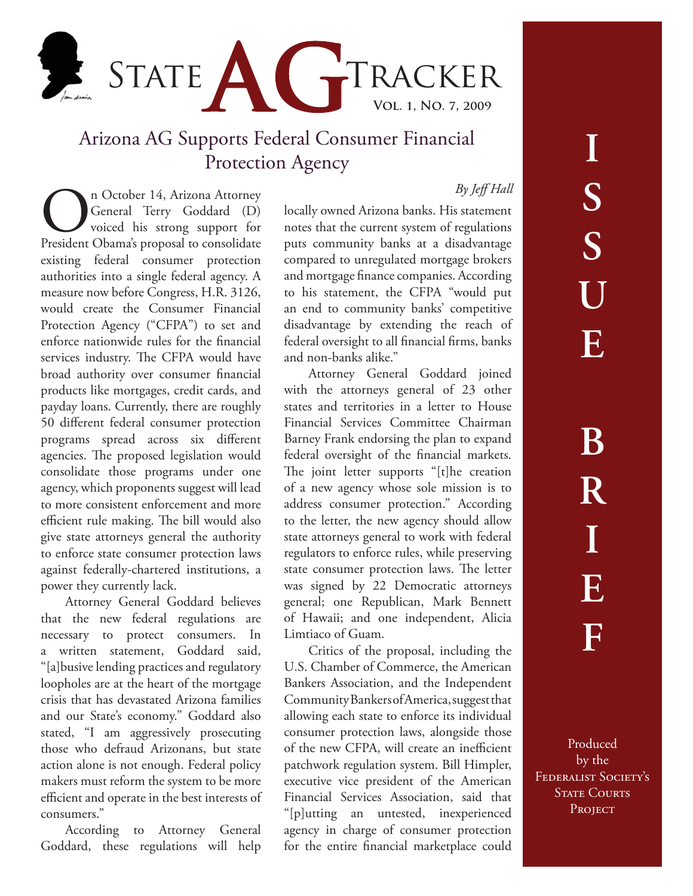# State AG Tracker

Vol. 1, No. 7, 2009

## Arizona AG Supports Federal Consumer Financial Protection Agency

*By Jeff Hall*

On October 14, Arizona Attorney General Terry Goddard (D) voiced his strong support for President Obama's proposal to consolidate existing federal consumer protection authorities into a single federal agency. A measure now before Congress, H.R. 3126, would create the Consumer Financial Protection Agency ("CFPA") to set and enforce nationwide rules for the financial services industry. The CFPA would have broad authority over consumer financial products like mortgages, credit cards, and payday loans. Currently, there are roughly 50 different federal consumer protection programs spread across six different agencies. The proposed legislation would consolidate those programs under one agency, which proponents suggest will lead to more consistent enforcement and more efficient rule making. The bill would also give state attorneys general the authority to enforce state consumer protection laws against federally-chartered institutions, a power they currently lack.

Attorney General Goddard believes that the new federal regulations are necessary to protect consumers. In a written statement, Goddard said, "[a]busive lending practices and regulatory loopholes are at the heart of the mortgage crisis that has devastated Arizona families and our State's economy." Goddard also stated, "I am aggressively prosecuting those who defraud Arizonans, but state action alone is not enough. Federal policy makers must reform the system to be more efficient and operate in the best interests of consumers."

According to Attorney General Goddard, these regulations will help locally owned Arizona banks. His statement notes that the current system of regulations puts community banks at a disadvantage compared to unregulated mortgage brokers and mortgage finance companies. According to his statement, the CFPA "would put an end to community banks' competitive disadvantage by extending the reach of federal oversight to all financial firms, banks and non-banks alike."

Attorney General Goddard joined with the attorneys general of 23 other states and territories in a letter to House Financial Services Committee Chairman Barney Frank endorsing the plan to expand federal oversight of the financial markets. The joint letter supports "[t]he creation of a new agency whose sole mission is to address consumer protection." According to the letter, the new agency should allow state attorneys general to work with federal regulators to enforce rules, while preserving state consumer protection laws. The letter was signed by 22 Democratic attorneys general; one Republican, Mark Bennett of Hawaii; and one independent, Alicia Limtiaco of Guam.

Critics of the proposal, including the U.S. Chamber of Commerce, the American Bankers Association, and the Independent Community Bankers of America, suggest that allowing each state to enforce its individual consumer protection laws, alongside those of the new CFPA, will create an inefficient patchwork regulation system. Bill Himpler, executive vice president of the American Financial Services Association, said that "[p]utting an untested, inexperienced agency in charge of consumer protection for the entire financial marketplace could

**ISSUE BRIEF**

Produced by the Federalist Society's State Courts Project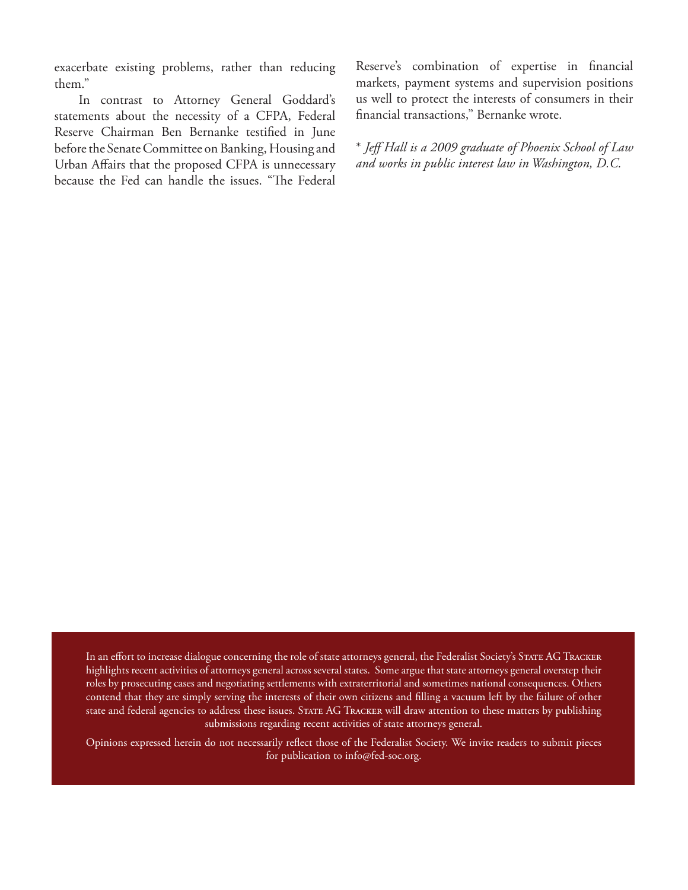exacerbate existing problems, rather than reducing them."

In contrast to Attorney General Goddard's statements about the necessity of a CFPA, Federal Reserve Chairman Ben Bernanke testified in June before the Senate Committee on Banking, Housing and Urban Affairs that the proposed CFPA is unnecessary because the Fed can handle the issues. "The Federal Reserve's combination of expertise in financial markets, payment systems and supervision positions us well to protect the interests of consumers in their financial transactions," Bernanke wrote.

\* *Jeff Hall is a 2009 graduate of Phoenix School of Law and works in public interest law in Washington, D.C.*

In an effort to increase dialogue concerning the role of state attorneys general, the Federalist Society's State AG Tracker highlights recent activities of attorneys general across several states. Some argue that state attorneys general overstep their roles by prosecuting cases and negotiating settlements with extraterritorial and sometimes national consequences. Others contend that they are simply serving the interests of their own citizens and filling a vacuum left by the failure of other state and federal agencies to address these issues. State AG Tracker will draw attention to these matters by publishing submissions regarding recent activities of state attorneys general.

Opinions expressed herein do not necessarily reflect those of the Federalist Society. We invite readers to submit pieces for publication to info@fed-soc.org.